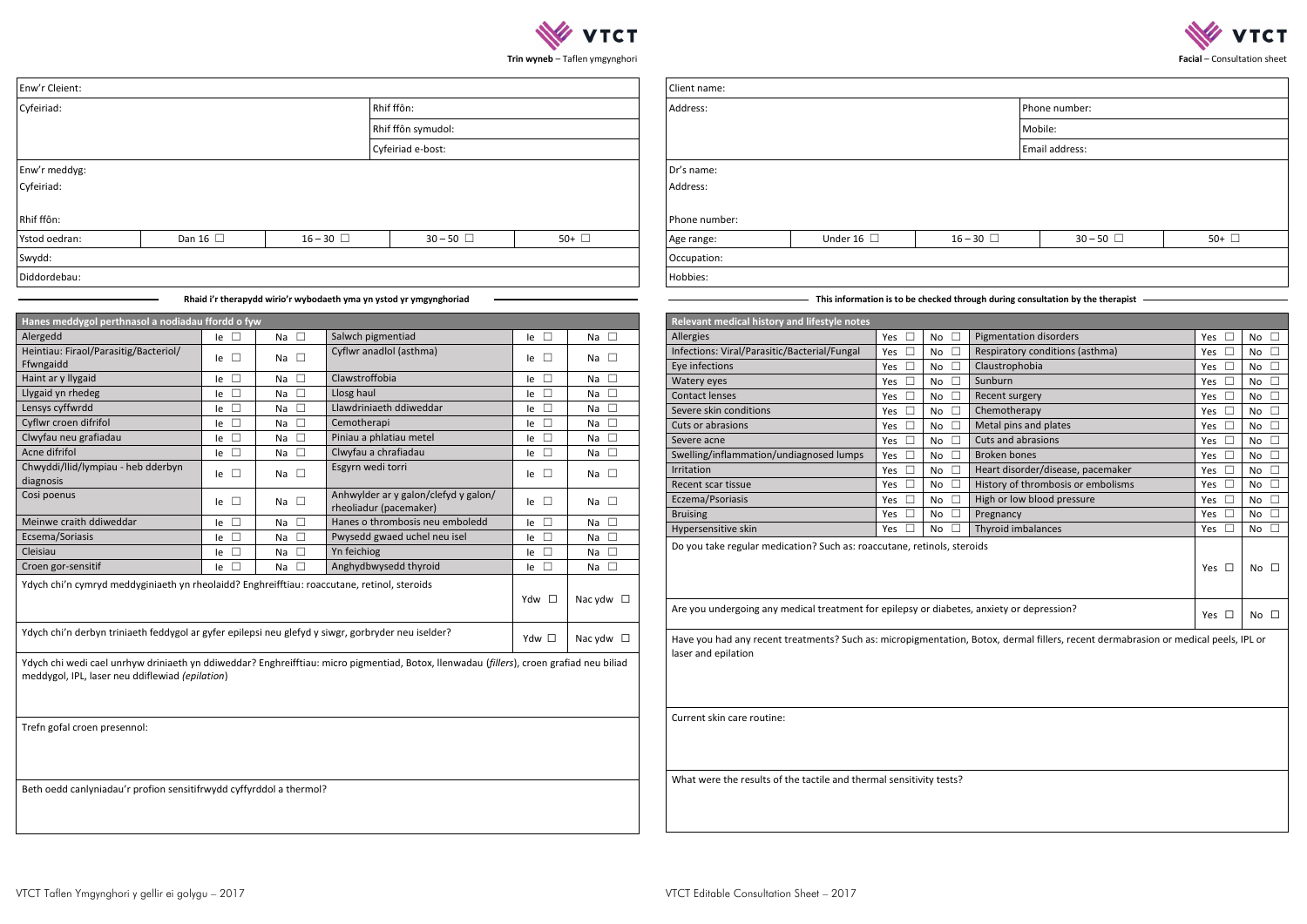**Trin wyneb** – Taflen ymgynghori

| Enw'r Cleient: | | | | |
|---|---|---|---|---|
| Cyfeiriad: | | | Rhif ffôn: | |
| | | | Rhif ffôn symudol: | |
| | | | Cyfeiriad e-bost: | |
| Enw'r meddyg: | | | | |
| Cyfeiriad: | | | | |
| Rhif ffôn: | | | | |
| Ystod oedran: | Dan 16 ☐ | 16 – 30 ☐ | 30 – 50 ☐ | 50+ ☐ |
| Swydd: | | | | |
| Diddordebau: | | | | |

**Rhaid i'r therapydd wirio'r wybodaeth yma yn ystod yr ymgynghoriad**

| Hanes meddygol perthnasol a nodiadau ffordd o fyw | | | | | |
|---|---|---|---|---|---|
| Alergedd | Ie ☐ | Na ☐ | Salwch pigmentiad | Ie ☐ | Na ☐ |
| Heintiau: Firaol/Parasitig/Bacteriol/ Ffwngaidd | Ie ☐ | Na ☐ | Cyflwr anadlol (asthma) | Ie ☐ | Na ☐ |
| Haint ar y llygaid | Ie ☐ | Na ☐ | Clawstroffobia | Ie ☐ | Na ☐ |
| Llygaid yn rhedeg | Ie ☐ | Na ☐ | Llosg haul | Ie ☐ | Na ☐ |
| Lensys cyffwrdd | Ie ☐ | Na ☐ | Llawdriniaeth ddiweddar | Ie ☐ | Na ☐ |
| Cyflwr croen difrifol | Ie ☐ | Na ☐ | Cemotherapi | Ie ☐ | Na ☐ |
| Clwyfau neu grafiadau | Ie ☐ | Na ☐ | Piniau a phlatiau metel | Ie ☐ | Na ☐ |
| Acne difrifol | Ie ☐ | Na ☐ | Clwyfau a chrafiadau | Ie ☐ | Na ☐ |
| Chwyddi/llid/lympiau - heb dderbyn diagnosis | Ie ☐ | Na ☐ | Esgyrn wedi torri | Ie ☐ | Na ☐ |
| Cosi poenus | Ie ☐ | Na ☐ | Anhwylder ar y galon/clefyd y galon/ rheoliadur (pacemaker) | Ie ☐ | Na ☐ |
| Meinwe craith ddiweddar | Ie ☐ | Na ☐ | Hanes o thrombosis neu emboledd | Ie ☐ | Na ☐ |
| Ecsema/Soriasis | Ie ☐ | Na ☐ | Pwysedd gwaed uchel neu isel | Ie ☐ | Na ☐ |
| Cleisiau | Ie ☐ | Na ☐ | Yn feichiog | Ie ☐ | Na ☐ |
| Croen gor-sensitif | Ie ☐ | Na ☐ | Anghydbwysedd thyroid | Ie ☐ | Na ☐ |

Ydych chi'n cymryd meddyginiaeth yn rheolaidd? Enghreifftiau: roaccutane, retinol, steroids — Ydw ☐ Nac ydw ☐

Ydych chi'n derbyn triniaeth feddygol ar gyfer epilepsi neu glefyd y siwgr, gorbryder neu iselder? — Ydw ☐ Nac ydw ☐

Ydych chi wedi cael unrhyw driniaeth yn ddiweddar? Enghreifftiau: micro pigmentiad, Botox, llenwadau (*fillers*), croen grafiad neu biliad meddygol, IPL, laser neu ddiflewiad *(epilation)*

Trefn gofal croen presennol:

Beth oedd canlyniadau'r profion sensitifrwydd cyffyrddol a thermol?

---

**Facial** – Consultation sheet

| Client name: | | | | |
|---|---|---|---|---|
| Address: | | | Phone number: | |
| | | | Mobile: | |
| | | | Email address: | |
| Dr's name: | | | | |
| Address: | | | | |
| Phone number: | | | | |
| Age range: | Under 16 ☐ | 16 – 30 ☐ | 30 – 50 ☐ | 50+ ☐ |
| Occupation: | | | | |
| Hobbies: | | | | |

**This information is to be checked through during consultation by the therapist**

| Relevant medical history and lifestyle notes | | | | | |
|---|---|---|---|---|---|
| Allergies | Yes ☐ | No ☐ | Pigmentation disorders | Yes ☐ | No ☐ |
| Infections: Viral/Parasitic/Bacterial/Fungal | Yes ☐ | No ☐ | Respiratory conditions (asthma) | Yes ☐ | No ☐ |
| Eye infections | Yes ☐ | No ☐ | Claustrophobia | Yes ☐ | No ☐ |
| Watery eyes | Yes ☐ | No ☐ | Sunburn | Yes ☐ | No ☐ |
| Contact lenses | Yes ☐ | No ☐ | Recent surgery | Yes ☐ | No ☐ |
| Severe skin conditions | Yes ☐ | No ☐ | Chemotherapy | Yes ☐ | No ☐ |
| Cuts or abrasions | Yes ☐ | No ☐ | Metal pins and plates | Yes ☐ | No ☐ |
| Severe acne | Yes ☐ | No ☐ | Cuts and abrasions | Yes ☐ | No ☐ |
| Swelling/inflammation/undiagnosed lumps | Yes ☐ | No ☐ | Broken bones | Yes ☐ | No ☐ |
| Irritation | Yes ☐ | No ☐ | Heart disorder/disease, pacemaker | Yes ☐ | No ☐ |
| Recent scar tissue | Yes ☐ | No ☐ | History of thrombosis or embolisms | Yes ☐ | No ☐ |
| Eczema/Psoriasis | Yes ☐ | No ☐ | High or low blood pressure | Yes ☐ | No ☐ |
| Bruising | Yes ☐ | No ☐ | Pregnancy | Yes ☐ | No ☐ |
| Hypersensitive skin | Yes ☐ | No ☐ | Thyroid imbalances | Yes ☐ | No ☐ |

Do you take regular medication? Such as: roaccutane, retinols, steroids — Yes ☐ No ☐

Are you undergoing any medical treatment for epilepsy or diabetes, anxiety or depression? — Yes ☐ No ☐

Have you had any recent treatments? Such as: micropigmentation, Botox, dermal fillers, recent dermabrasion or medical peels, IPL or laser and epilation

Current skin care routine:

What were the results of the tactile and thermal sensitivity tests?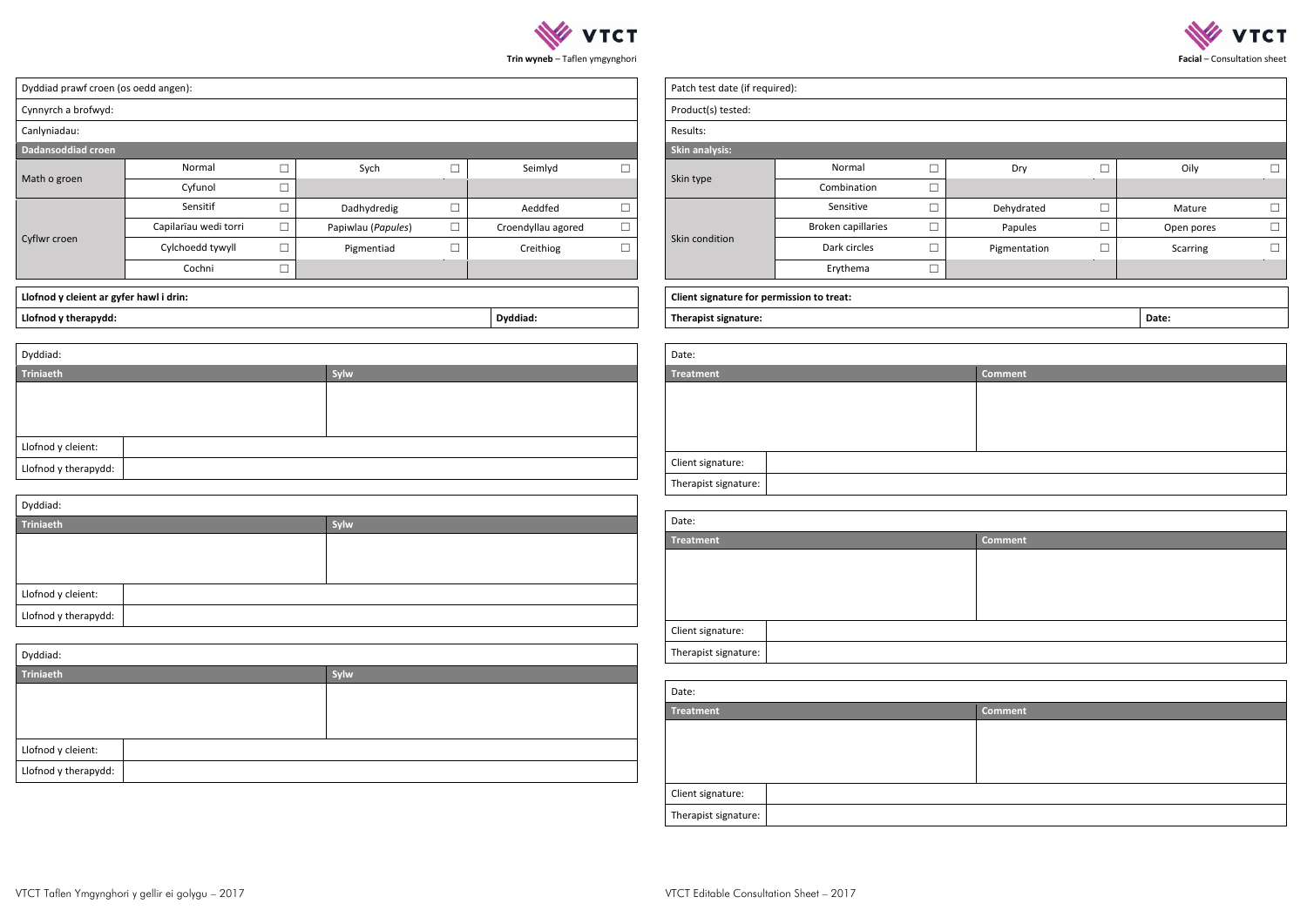**Trin wyneb** – Taflen ymgynghori

| | | | |
|---|---|---|---|
| Dyddiad prawf croen (os oedd angen): | | | |
| Cynnyrch a brofwyd: | | | |
| Canlyniadau: | | | |
| **Dadansoddiad croen** | | | |
| Math o groen | Normal ☐ | Sych ☐ | Seimlyd ☐ |
| | Cyfunol ☐ | | |
| Cyflwr croen | Sensitif ☐ | Dadhydredig ☐ | Aeddfed ☐ |
| | Capilarïau wedi torri ☐ | Papiwlau (*Papules*) ☐ | Croendyllau agored ☐ |
| | Cylchoedd tywyll ☐ | Pigmentiad ☐ | Creithiog ☐ |
| | Cochni ☐ | | |

| | |
|---|---|
| **Llofnod y cleient ar gyfer hawl i drin:** | |
| **Llofnod y therapydd:** | **Dyddiad:** |

| | |
|---|---|
| Dyddiad: | |
| **Triniaeth** | **Sylw** |
| | |
| Llofnod y cleient: | |
| Llofnod y therapydd: | |

| | |
|---|---|
| Dyddiad: | |
| **Triniaeth** | **Sylw** |
| | |
| Llofnod y cleient: | |
| Llofnod y therapydd: | |

| | |
|---|---|
| Dyddiad: | |
| **Triniaeth** | **Sylw** |
| | |
| Llofnod y cleient: | |
| Llofnod y therapydd: | |

VTCT Taflen Ymgynghori y gellir ei golygu – 2017

**Facial** – Consultation sheet

| | | | |
|---|---|---|---|
| Patch test date (if required): | | | |
| Product(s) tested: | | | |
| Results: | | | |
| **Skin analysis:** | | | |
| Skin type | Normal ☐ | Dry ☐ | Oily ☐ |
| | Combination ☐ | | |
| Skin condition | Sensitive ☐ | Dehydrated ☐ | Mature ☐ |
| | Broken capillaries ☐ | Papules ☐ | Open pores ☐ |
| | Dark circles ☐ | Pigmentation ☐ | Scarring ☐ |
| | Erythema ☐ | | |

| | |
|---|---|
| **Client signature for permission to treat:** | |
| **Therapist signature:** | **Date:** |

| | |
|---|---|
| Date: | |
| **Treatment** | **Comment** |
| | |
| Client signature: | |
| Therapist signature: | |

| | |
|---|---|
| Date: | |
| **Treatment** | **Comment** |
| | |
| Client signature: | |
| Therapist signature: | |

| | |
|---|---|
| Date: | |
| **Treatment** | **Comment** |
| | |
| Client signature: | |
| Therapist signature: | |

VTCT Editable Consultation Sheet – 2017